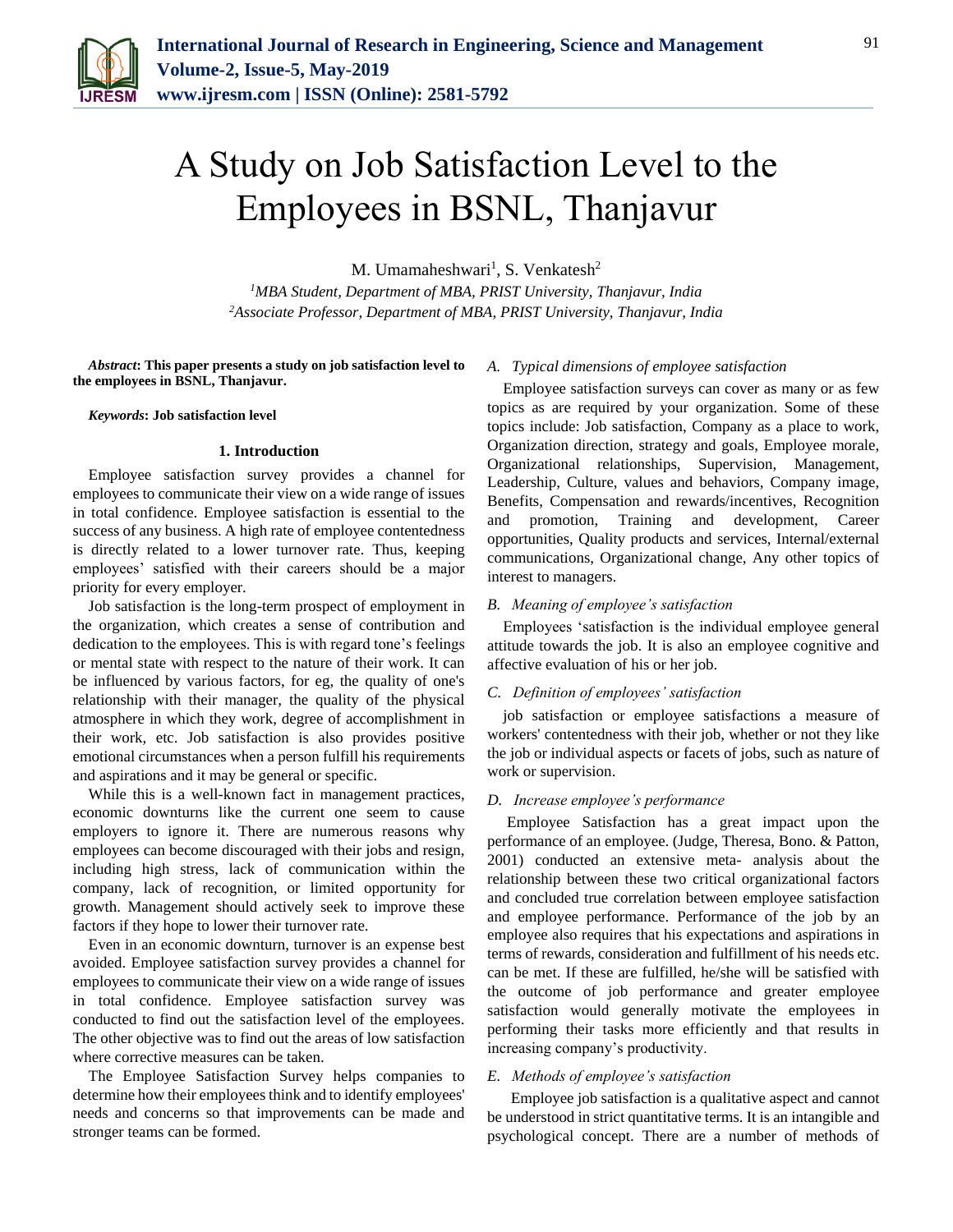# A Study on Job Satisfaction Level to the Employees in BSNL, Thanjavur

M. Umamaheshwari[1], S. Venkatesh[2]

[1]*MBA Student, Department of MBA, PRIST University, Thanjavur, India*
[2]*Associate Professor, Department of MBA, PRIST University, Thanjavur, India*

***Abstract*: This paper presents a study on job satisfaction level to the employees in BSNL, Thanjavur.**

***Keywords*: Job satisfaction level**

## 1. Introduction

Employee satisfaction survey provides a channel for employees to communicate their view on a wide range of issues in total confidence. Employee satisfaction is essential to the success of any business. A high rate of employee contentedness is directly related to a lower turnover rate. Thus, keeping employees' satisfied with their careers should be a major priority for every employer.

Job satisfaction is the long-term prospect of employment in the organization, which creates a sense of contribution and dedication to the employees. This is with regard tone's feelings or mental state with respect to the nature of their work. It can be influenced by various factors, for eg, the quality of one's relationship with their manager, the quality of the physical atmosphere in which they work, degree of accomplishment in their work, etc. Job satisfaction is also provides positive emotional circumstances when a person fulfill his requirements and aspirations and it may be general or specific.

While this is a well-known fact in management practices, economic downturns like the current one seem to cause employers to ignore it. There are numerous reasons why employees can become discouraged with their jobs and resign, including high stress, lack of communication within the company, lack of recognition, or limited opportunity for growth. Management should actively seek to improve these factors if they hope to lower their turnover rate.

Even in an economic downturn, turnover is an expense best avoided. Employee satisfaction survey provides a channel for employees to communicate their view on a wide range of issues in total confidence. Employee satisfaction survey was conducted to find out the satisfaction level of the employees. The other objective was to find out the areas of low satisfaction where corrective measures can be taken.

The Employee Satisfaction Survey helps companies to determine how their employees think and to identify employees' needs and concerns so that improvements can be made and stronger teams can be formed.

### *A. Typical dimensions of employee satisfaction*

Employee satisfaction surveys can cover as many or as few topics as are required by your organization. Some of these topics include: Job satisfaction, Company as a place to work, Organization direction, strategy and goals, Employee morale, Organizational relationships, Supervision, Management, Leadership, Culture, values and behaviors, Company image, Benefits, Compensation and rewards/incentives, Recognition and promotion, Training and development, Career opportunities, Quality products and services, Internal/external communications, Organizational change, Any other topics of interest to managers.

### *B. Meaning of employee's satisfaction*

Employees 'satisfaction is the individual employee general attitude towards the job. It is also an employee cognitive and affective evaluation of his or her job.

### *C. Definition of employees' satisfaction*

job satisfaction or employee satisfactions a measure of workers' contentedness with their job, whether or not they like the job or individual aspects or facets of jobs, such as nature of work or supervision.

### *D. Increase employee's performance*

Employee Satisfaction has a great impact upon the performance of an employee. (Judge, Theresa, Bono. & Patton, 2001) conducted an extensive meta- analysis about the relationship between these two critical organizational factors and concluded true correlation between employee satisfaction and employee performance. Performance of the job by an employee also requires that his expectations and aspirations in terms of rewards, consideration and fulfillment of his needs etc. can be met. If these are fulfilled, he/she will be satisfied with the outcome of job performance and greater employee satisfaction would generally motivate the employees in performing their tasks more efficiently and that results in increasing company's productivity.

### *E. Methods of employee's satisfaction*

Employee job satisfaction is a qualitative aspect and cannot be understood in strict quantitative terms. It is an intangible and psychological concept. There are a number of methods of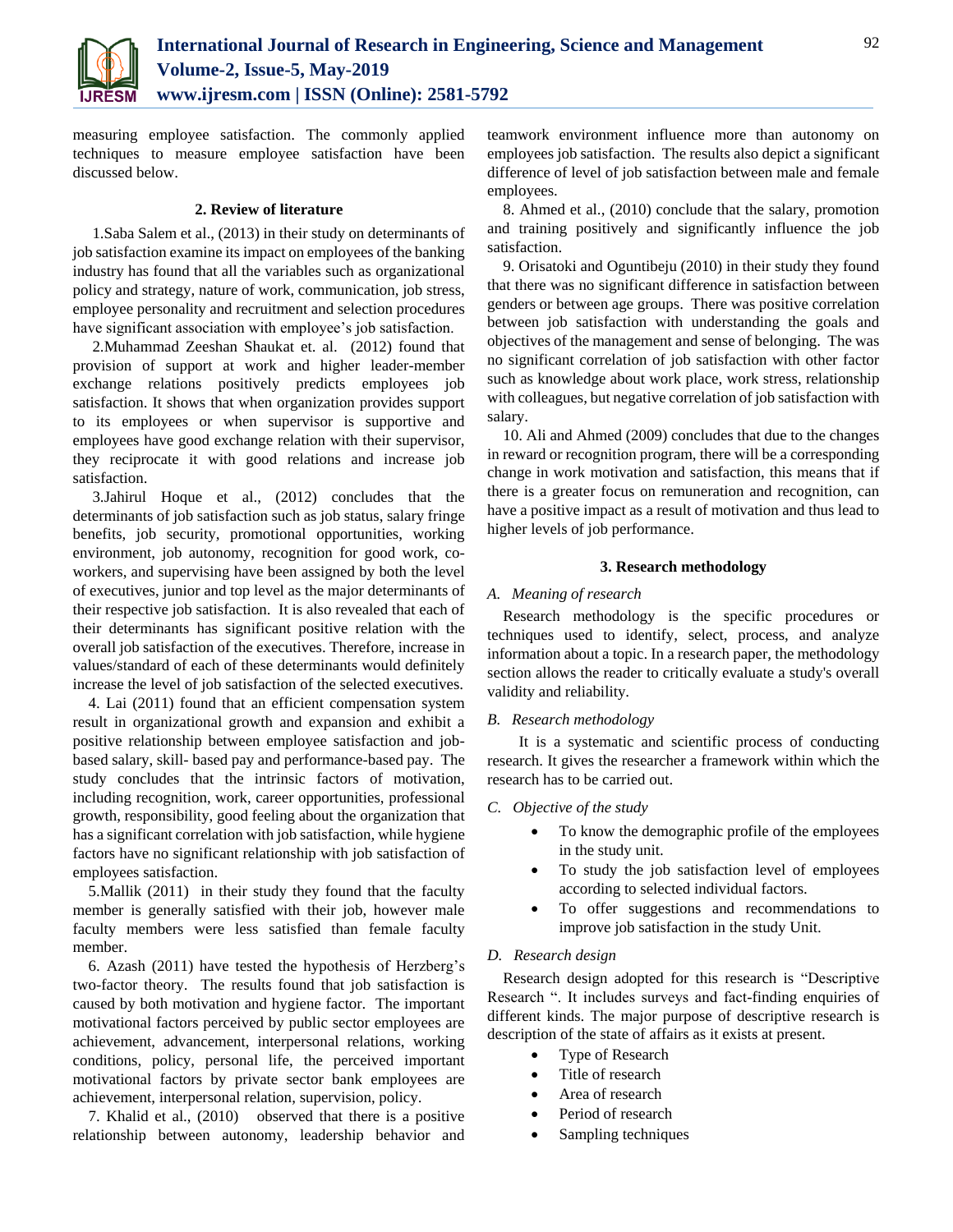measuring employee satisfaction. The commonly applied techniques to measure employee satisfaction have been discussed below.

## 2. Review of literature

1.Saba Salem et al., (2013) in their study on determinants of job satisfaction examine its impact on employees of the banking industry has found that all the variables such as organizational policy and strategy, nature of work, communication, job stress, employee personality and recruitment and selection procedures have significant association with employee's job satisfaction.

2.Muhammad Zeeshan Shaukat et. al. (2012) found that provision of support at work and higher leader-member exchange relations positively predicts employees job satisfaction. It shows that when organization provides support to its employees or when supervisor is supportive and employees have good exchange relation with their supervisor, they reciprocate it with good relations and increase job satisfaction.

3.Jahirul Hoque et al., (2012) concludes that the determinants of job satisfaction such as job status, salary fringe benefits, job security, promotional opportunities, working environment, job autonomy, recognition for good work, co-workers, and supervising have been assigned by both the level of executives, junior and top level as the major determinants of their respective job satisfaction. It is also revealed that each of their determinants has significant positive relation with the overall job satisfaction of the executives. Therefore, increase in values/standard of each of these determinants would definitely increase the level of job satisfaction of the selected executives.

4. Lai (2011) found that an efficient compensation system result in organizational growth and expansion and exhibit a positive relationship between employee satisfaction and job-based salary, skill- based pay and performance-based pay. The study concludes that the intrinsic factors of motivation, including recognition, work, career opportunities, professional growth, responsibility, good feeling about the organization that has a significant correlation with job satisfaction, while hygiene factors have no significant relationship with job satisfaction of employees satisfaction.

5.Mallik (2011) in their study they found that the faculty member is generally satisfied with their job, however male faculty members were less satisfied than female faculty member.

6. Azash (2011) have tested the hypothesis of Herzberg's two-factor theory. The results found that job satisfaction is caused by both motivation and hygiene factor. The important motivational factors perceived by public sector employees are achievement, advancement, interpersonal relations, working conditions, policy, personal life, the perceived important motivational factors by private sector bank employees are achievement, interpersonal relation, supervision, policy.

7. Khalid et al., (2010) observed that there is a positive relationship between autonomy, leadership behavior and teamwork environment influence more than autonomy on employees job satisfaction. The results also depict a significant difference of level of job satisfaction between male and female employees.

8. Ahmed et al., (2010) conclude that the salary, promotion and training positively and significantly influence the job satisfaction.

9. Orisatoki and Oguntibeju (2010) in their study they found that there was no significant difference in satisfaction between genders or between age groups. There was positive correlation between job satisfaction with understanding the goals and objectives of the management and sense of belonging. The was no significant correlation of job satisfaction with other factor such as knowledge about work place, work stress, relationship with colleagues, but negative correlation of job satisfaction with salary.

10. Ali and Ahmed (2009) concludes that due to the changes in reward or recognition program, there will be a corresponding change in work motivation and satisfaction, this means that if there is a greater focus on remuneration and recognition, can have a positive impact as a result of motivation and thus lead to higher levels of job performance.

## 3. Research methodology

### *A. Meaning of research*

Research methodology is the specific procedures or techniques used to identify, select, process, and analyze information about a topic. In a research paper, the methodology section allows the reader to critically evaluate a study's overall validity and reliability.

### *B. Research methodology*

It is a systematic and scientific process of conducting research. It gives the researcher a framework within which the research has to be carried out.

### *C. Objective of the study*

- To know the demographic profile of the employees in the study unit.
- To study the job satisfaction level of employees according to selected individual factors.
- To offer suggestions and recommendations to improve job satisfaction in the study Unit.

### *D. Research design*

Research design adopted for this research is "Descriptive Research ". It includes surveys and fact-finding enquiries of different kinds. The major purpose of descriptive research is description of the state of affairs as it exists at present.

- Type of Research
- Title of research
- Area of research
- Period of research
- Sampling techniques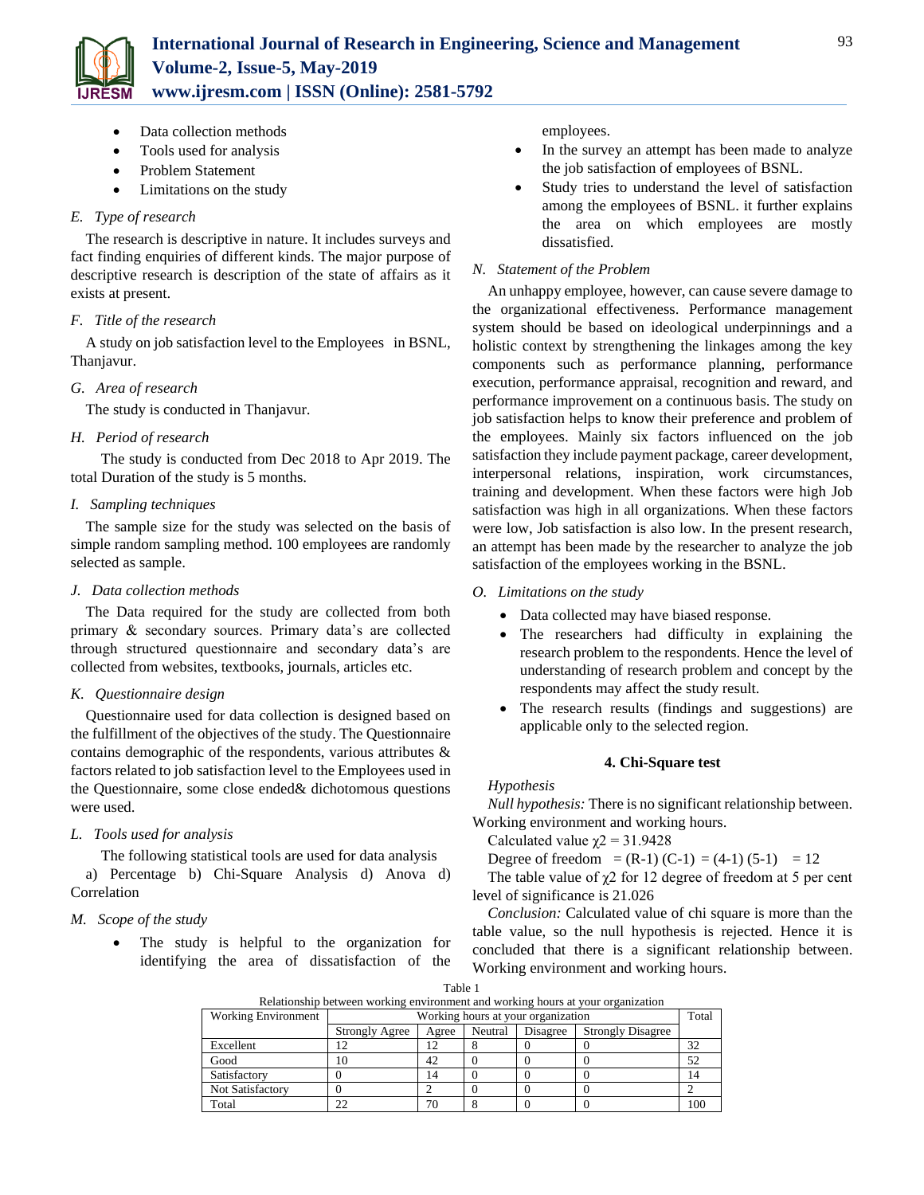- Data collection methods
- Tools used for analysis
- Problem Statement
- Limitations on the study

### E. Type of research

The research is descriptive in nature. It includes surveys and fact finding enquiries of different kinds. The major purpose of descriptive research is description of the state of affairs as it exists at present.

### F. Title of the research

A study on job satisfaction level to the Employees in BSNL, Thanjavur.

### G. Area of research

The study is conducted in Thanjavur.

### H. Period of research

The study is conducted from Dec 2018 to Apr 2019. The total Duration of the study is 5 months.

### I. Sampling techniques

The sample size for the study was selected on the basis of simple random sampling method. 100 employees are randomly selected as sample.

### J. Data collection methods

The Data required for the study are collected from both primary & secondary sources. Primary data's are collected through structured questionnaire and secondary data's are collected from websites, textbooks, journals, articles etc.

### K. Questionnaire design

Questionnaire used for data collection is designed based on the fulfillment of the objectives of the study. The Questionnaire contains demographic of the respondents, various attributes & factors related to job satisfaction level to the Employees used in the Questionnaire, some close ended& dichotomous questions were used.

### L. Tools used for analysis

The following statistical tools are used for data analysis

a) Percentage b) Chi-Square Analysis d) Anova d) Correlation

### M. Scope of the study

- The study is helpful to the organization for identifying the area of dissatisfaction of the employees.
- In the survey an attempt has been made to analyze the job satisfaction of employees of BSNL.
- Study tries to understand the level of satisfaction among the employees of BSNL. it further explains the area on which employees are mostly dissatisfied.

### N. Statement of the Problem

An unhappy employee, however, can cause severe damage to the organizational effectiveness. Performance management system should be based on ideological underpinnings and a holistic context by strengthening the linkages among the key components such as performance planning, performance execution, performance appraisal, recognition and reward, and performance improvement on a continuous basis. The study on job satisfaction helps to know their preference and problem of the employees. Mainly six factors influenced on the job satisfaction they include payment package, career development, interpersonal relations, inspiration, work circumstances, training and development. When these factors were high Job satisfaction was high in all organizations. When these factors were low, Job satisfaction is also low. In the present research, an attempt has been made by the researcher to analyze the job satisfaction of the employees working in the BSNL.

### O. Limitations on the study

- Data collected may have biased response.
- The researchers had difficulty in explaining the research problem to the respondents. Hence the level of understanding of research problem and concept by the respondents may affect the study result.
- The research results (findings and suggestions) are applicable only to the selected region.

## 4. Chi-Square test

*Hypothesis*

*Null hypothesis:* There is no significant relationship between. Working environment and working hours.

Calculated value $\chi2 = 31.9428$

Degree of freedom $= (R-1)(C-1) = (4-1)(5-1) = 12$

The table value of $\chi2$ for 12 degree of freedom at 5 per cent level of significance is 21.026

*Conclusion:* Calculated value of chi square is more than the table value, so the null hypothesis is rejected. Hence it is concluded that there is a significant relationship between. Working environment and working hours.

Table 1
Relationship between working environment and working hours at your organization

| Working Environment | Working hours at your organization | | | | | Total |
|---|---|---|---|---|---|---|
| | Strongly Agree | Agree | Neutral | Disagree | Strongly Disagree | |
| Excellent | 12 | 12 | 8 | 0 | 0 | 32 |
| Good | 10 | 42 | 0 | 0 | 0 | 52 |
| Satisfactory | 0 | 14 | 0 | 0 | 0 | 14 |
| Not Satisfactory | 0 | 2 | 0 | 0 | 0 | 2 |
| Total | 22 | 70 | 8 | 0 | 0 | 100 |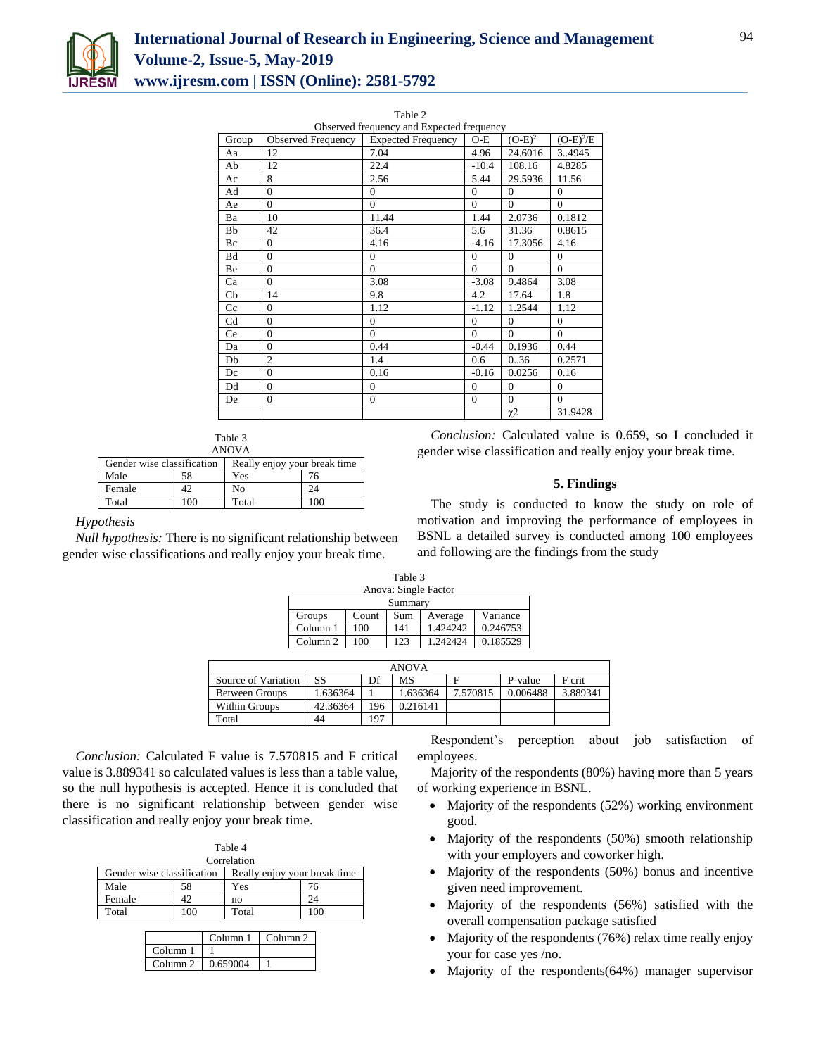Table 2
Observed frequency and Expected frequency

| Group | Observed Frequency | Expected Frequency | O-E | $(O-E)^2$ | $(O-E)^2/E$ |
|---|---|---|---|---|---|
| Aa | 12 | 7.04 | 4.96 | 24.6016 | 3..4945 |
| Ab | 12 | 22.4 | -10.4 | 108.16 | 4.8285 |
| Ac | 8 | 2.56 | 5.44 | 29.5936 | 11.56 |
| Ad | 0 | 0 | 0 | 0 | 0 |
| Ae | 0 | 0 | 0 | 0 | 0 |
| Ba | 10 | 11.44 | 1.44 | 2.0736 | 0.1812 |
| Bb | 42 | 36.4 | 5.6 | 31.36 | 0.8615 |
| Bc | 0 | 4.16 | -4.16 | 17.3056 | 4.16 |
| Bd | 0 | 0 | 0 | 0 | 0 |
| Be | 0 | 0 | 0 | 0 | 0 |
| Ca | 0 | 3.08 | -3.08 | 9.4864 | 3.08 |
| Cb | 14 | 9.8 | 4.2 | 17.64 | 1.8 |
| Cc | 0 | 1.12 | -1.12 | 1.2544 | 1.12 |
| Cd | 0 | 0 | 0 | 0 | 0 |
| Ce | 0 | 0 | 0 | 0 | 0 |
| Da | 0 | 0.44 | -0.44 | 0.1936 | 0.44 |
| Db | 2 | 1.4 | 0.6 | 0..36 | 0.2571 |
| Dc | 0 | 0.16 | -0.16 | 0.0256 | 0.16 |
| Dd | 0 | 0 | 0 | 0 | 0 |
| De | 0 | 0 | 0 | 0 | 0 |
| | | | | $\chi 2$ | 31.9428 |

Table 3
ANOVA

| Gender wise classification | | Really enjoy your break time | |
|---|---|---|---|
| Male | 58 | Yes | 76 |
| Female | 42 | No | 24 |
| Total | 100 | Total | 100 |

*Hypothesis*

*Null hypothesis:* There is no significant relationship between gender wise classifications and really enjoy your break time.

Table 3
Anova: Single Factor

| Summary | | | | |
|---|---|---|---|---|
| Groups | Count | Sum | Average | Variance |
| Column 1 | 100 | 141 | 1.424242 | 0.246753 |
| Column 2 | 100 | 123 | 1.242424 | 0.185529 |

| ANOVA | | | | | | |
|---|---|---|---|---|---|---|
| Source of Variation | SS | Df | MS | F | P-value | F crit |
| Between Groups | 1.636364 | 1 | 1.636364 | 7.570815 | 0.006488 | 3.889341 |
| Within Groups | 42.36364 | 196 | 0.216141 | | | |
| Total | 44 | 197 | | | | |

*Conclusion:* Calculated F value is 7.570815 and F critical value is 3.889341 so calculated values is less than a table value, so the null hypothesis is accepted. Hence it is concluded that there is no significant relationship between gender wise classification and really enjoy your break time.

Table 4
Correlation

| Gender wise classification | | Really enjoy your break time | |
|---|---|---|---|
| Male | 58 | Yes | 76 |
| Female | 42 | no | 24 |
| Total | 100 | Total | 100 |

| | Column 1 | Column 2 |
|---|---|---|
| Column 1 | 1 | |
| Column 2 | 0.659004 | 1 |

*Conclusion:* Calculated value is 0.659, so I concluded it gender wise classification and really enjoy your break time.

## 5. Findings

The study is conducted to know the study on role of motivation and improving the performance of employees in BSNL a detailed survey is conducted among 100 employees and following are the findings from the study

Respondent's perception about job satisfaction of employees.

Majority of the respondents (80%) having more than 5 years of working experience in BSNL.

- Majority of the respondents (52%) working environment good.
- Majority of the respondents (50%) smooth relationship with your employers and coworker high.
- Majority of the respondents (50%) bonus and incentive given need improvement.
- Majority of the respondents (56%) satisfied with the overall compensation package satisfied
- Majority of the respondents (76%) relax time really enjoy your for case yes /no.
- Majority of the respondents(64%) manager supervisor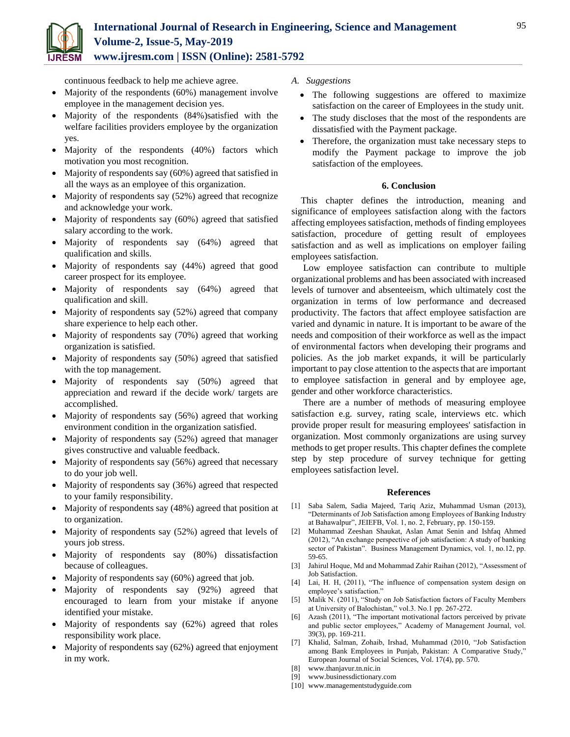continuous feedback to help me achieve agree.

- Majority of the respondents (60%) management involve employee in the management decision yes.
- Majority of the respondents (84%)satisfied with the welfare facilities providers employee by the organization yes.
- Majority of the respondents (40%) factors which motivation you most recognition.
- Majority of respondents say (60%) agreed that satisfied in all the ways as an employee of this organization.
- Majority of respondents say (52%) agreed that recognize and acknowledge your work.
- Majority of respondents say (60%) agreed that satisfied salary according to the work.
- Majority of respondents say (64%) agreed that qualification and skills.
- Majority of respondents say (44%) agreed that good career prospect for its employee.
- Majority of respondents say (64%) agreed that qualification and skill.
- Majority of respondents say (52%) agreed that company share experience to help each other.
- Majority of respondents say (70%) agreed that working organization is satisfied.
- Majority of respondents say (50%) agreed that satisfied with the top management.
- Majority of respondents say (50%) agreed that appreciation and reward if the decide work/ targets are accomplished.
- Majority of respondents say (56%) agreed that working environment condition in the organization satisfied.
- Majority of respondents say (52%) agreed that manager gives constructive and valuable feedback.
- Majority of respondents say (56%) agreed that necessary to do your job well.
- Majority of respondents say (36%) agreed that respected to your family responsibility.
- Majority of respondents say (48%) agreed that position at to organization.
- Majority of respondents say (52%) agreed that levels of yours job stress.
- Majority of respondents say (80%) dissatisfaction because of colleagues.
- Majority of respondents say (60%) agreed that job.
- Majority of respondents say (92%) agreed that encouraged to learn from your mistake if anyone identified your mistake.
- Majority of respondents say (62%) agreed that roles responsibility work place.
- Majority of respondents say (62%) agreed that enjoyment in my work.

### *A. Suggestions*

- The following suggestions are offered to maximize satisfaction on the career of Employees in the study unit.
- The study discloses that the most of the respondents are dissatisfied with the Payment package.
- Therefore, the organization must take necessary steps to modify the Payment package to improve the job satisfaction of the employees.

## 6. Conclusion

This chapter defines the introduction, meaning and significance of employees satisfaction along with the factors affecting employees satisfaction, methods of finding employees satisfaction, procedure of getting result of employees satisfaction and as well as implications on employer failing employees satisfaction.

Low employee satisfaction can contribute to multiple organizational problems and has been associated with increased levels of turnover and absenteeism, which ultimately cost the organization in terms of low performance and decreased productivity. The factors that affect employee satisfaction are varied and dynamic in nature. It is important to be aware of the needs and composition of their workforce as well as the impact of environmental factors when developing their programs and policies. As the job market expands, it will be particularly important to pay close attention to the aspects that are important to employee satisfaction in general and by employee age, gender and other workforce characteristics.

There are a number of methods of measuring employee satisfaction e.g. survey, rating scale, interviews etc. which provide proper result for measuring employees' satisfaction in organization. Most commonly organizations are using survey methods to get proper results. This chapter defines the complete step by step procedure of survey technique for getting employees satisfaction level.

## References

[1] Saba Salem, Sadia Majeed, Tariq Aziz, Muhammad Usman (2013), "Determinants of Job Satisfaction among Employees of Banking Industry at Bahawalpur", JEIEFB, Vol. 1, no. 2, February, pp. 150-159.

[2] Muhammad Zeeshan Shaukat, Aslan Amat Senin and Ishfaq Ahmed (2012), "An exchange perspective of job satisfaction: A study of banking sector of Pakistan". Business Management Dynamics, vol. 1, no.12, pp. 59-65.

[3] Jahirul Hoque, Md and Mohammad Zahir Raihan (2012), "Assessment of Job Satisfaction.

[4] Lai, H. H, (2011), "The influence of compensation system design on employee's satisfaction."

[5] Malik N. (2011), "Study on Job Satisfaction factors of Faculty Members at University of Balochistan," vol.3. No.1 pp. 267-272.

[6] Azash (2011), "The important motivational factors perceived by private and public sector employees," Academy of Management Journal, vol. 39(3), pp. 169-211.

[7] Khalid, Salman, Zohaib, Irshad, Muhammad (2010, "Job Satisfaction among Bank Employees in Punjab, Pakistan: A Comparative Study," European Journal of Social Sciences, Vol. 17(4), pp. 570.

[8] www.thanjavur.tn.nic.in

[9] www.businessdictionary.com

[10] www.managementstudyguide.com